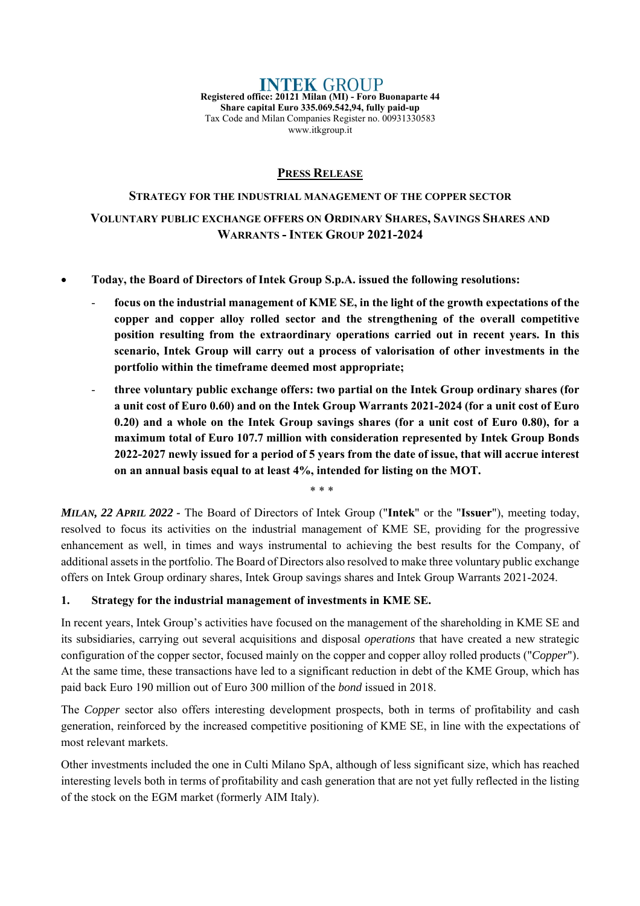# INTEK GROUP

**Registered office: 20121 Milan (MI) - Foro Buonaparte 44**
**Share capital Euro 335.069.542,94, fully paid-up**
Tax Code and Milan Companies Register no. 00931330583
www.itkgroup.it

## PRESS RELEASE

### STRATEGY FOR THE INDUSTRIAL MANAGEMENT OF THE COPPER SECTOR

### VOLUNTARY PUBLIC EXCHANGE OFFERS ON ORDINARY SHARES, SAVINGS SHARES AND WARRANTS - INTEK GROUP 2021-2024

- **Today, the Board of Directors of Intek Group S.p.A. issued the following resolutions:**
  - **focus on the industrial management of KME SE, in the light of the growth expectations of the copper and copper alloy rolled sector and the strengthening of the overall competitive position resulting from the extraordinary operations carried out in recent years. In this scenario, Intek Group will carry out a process of valorisation of other investments in the portfolio within the timeframe deemed most appropriate;**
  - **three voluntary public exchange offers: two partial on the Intek Group ordinary shares (for a unit cost of Euro 0.60) and on the Intek Group Warrants 2021-2024 (for a unit cost of Euro 0.20) and a whole on the Intek Group savings shares (for a unit cost of Euro 0.80), for a maximum total of Euro 107.7 million with consideration represented by Intek Group Bonds 2022-2027 newly issued for a period of 5 years from the date of issue, that will accrue interest on an annual basis equal to at least 4%, intended for listing on the MOT.**

\* \* \*

***MILAN, 22 APRIL 2022*** - The Board of Directors of Intek Group ("**Intek**" or the "**Issuer**"), meeting today, resolved to focus its activities on the industrial management of KME SE, providing for the progressive enhancement as well, in times and ways instrumental to achieving the best results for the Company, of additional assets in the portfolio. The Board of Directors also resolved to make three voluntary public exchange offers on Intek Group ordinary shares, Intek Group savings shares and Intek Group Warrants 2021-2024.

### 1. Strategy for the industrial management of investments in KME SE.

In recent years, Intek Group's activities have focused on the management of the shareholding in KME SE and its subsidiaries, carrying out several acquisitions and disposal *operations* that have created a new strategic configuration of the copper sector, focused mainly on the copper and copper alloy rolled products ("*Copper*"). At the same time, these transactions have led to a significant reduction in debt of the KME Group, which has paid back Euro 190 million out of Euro 300 million of the *bond* issued in 2018.

The *Copper* sector also offers interesting development prospects, both in terms of profitability and cash generation, reinforced by the increased competitive positioning of KME SE, in line with the expectations of most relevant markets.

Other investments included the one in Culti Milano SpA, although of less significant size, which has reached interesting levels both in terms of profitability and cash generation that are not yet fully reflected in the listing of the stock on the EGM market (formerly AIM Italy).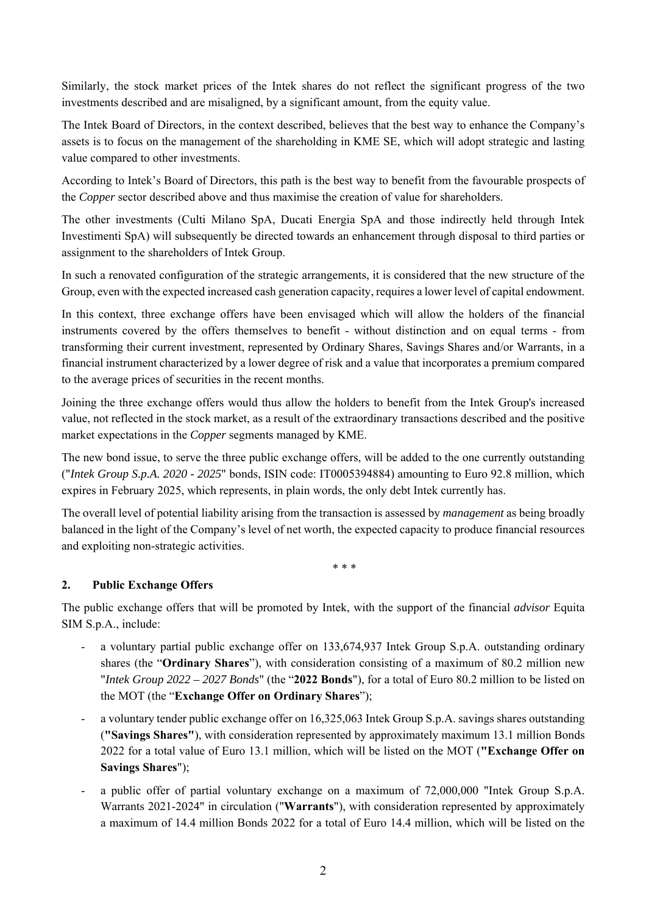Similarly, the stock market prices of the Intek shares do not reflect the significant progress of the two investments described and are misaligned, by a significant amount, from the equity value.

The Intek Board of Directors, in the context described, believes that the best way to enhance the Company's assets is to focus on the management of the shareholding in KME SE, which will adopt strategic and lasting value compared to other investments.

According to Intek's Board of Directors, this path is the best way to benefit from the favourable prospects of the *Copper* sector described above and thus maximise the creation of value for shareholders.

The other investments (Culti Milano SpA, Ducati Energia SpA and those indirectly held through Intek Investimenti SpA) will subsequently be directed towards an enhancement through disposal to third parties or assignment to the shareholders of Intek Group.

In such a renovated configuration of the strategic arrangements, it is considered that the new structure of the Group, even with the expected increased cash generation capacity, requires a lower level of capital endowment.

In this context, three exchange offers have been envisaged which will allow the holders of the financial instruments covered by the offers themselves to benefit - without distinction and on equal terms - from transforming their current investment, represented by Ordinary Shares, Savings Shares and/or Warrants, in a financial instrument characterized by a lower degree of risk and a value that incorporates a premium compared to the average prices of securities in the recent months.

Joining the three exchange offers would thus allow the holders to benefit from the Intek Group's increased value, not reflected in the stock market, as a result of the extraordinary transactions described and the positive market expectations in the *Copper* segments managed by KME.

The new bond issue, to serve the three public exchange offers, will be added to the one currently outstanding ("*Intek Group S.p.A. 2020 - 2025*" bonds, ISIN code: IT0005394884) amounting to Euro 92.8 million, which expires in February 2025, which represents, in plain words, the only debt Intek currently has.

The overall level of potential liability arising from the transaction is assessed by *management* as being broadly balanced in the light of the Company's level of net worth, the expected capacity to produce financial resources and exploiting non-strategic activities.

\* \* \*

## 2. Public Exchange Offers

The public exchange offers that will be promoted by Intek, with the support of the financial *advisor* Equita SIM S.p.A., include:

- a voluntary partial public exchange offer on 133,674,937 Intek Group S.p.A. outstanding ordinary shares (the "**Ordinary Shares**"), with consideration consisting of a maximum of 80.2 million new "*Intek Group 2022 – 2027 Bonds*" (the "**2022 Bonds**"), for a total of Euro 80.2 million to be listed on the MOT (the "**Exchange Offer on Ordinary Shares**");
- a voluntary tender public exchange offer on 16,325,063 Intek Group S.p.A. savings shares outstanding (**"Savings Shares"**), with consideration represented by approximately maximum 13.1 million Bonds 2022 for a total value of Euro 13.1 million, which will be listed on the MOT (**"Exchange Offer on Savings Shares**");
- a public offer of partial voluntary exchange on a maximum of 72,000,000 "Intek Group S.p.A. Warrants 2021-2024" in circulation ("**Warrants**"), with consideration represented by approximately a maximum of 14.4 million Bonds 2022 for a total of Euro 14.4 million, which will be listed on the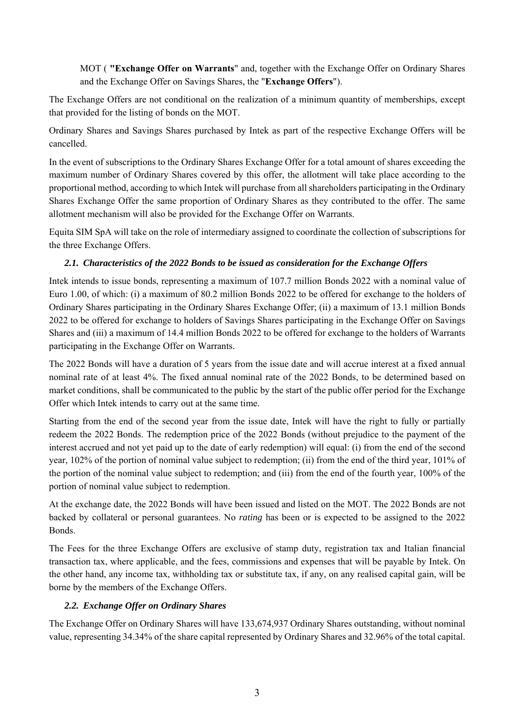MOT ( **"Exchange Offer on Warrants**" and, together with the Exchange Offer on Ordinary Shares and the Exchange Offer on Savings Shares, the "**Exchange Offers**").

The Exchange Offers are not conditional on the realization of a minimum quantity of memberships, except that provided for the listing of bonds on the MOT.

Ordinary Shares and Savings Shares purchased by Intek as part of the respective Exchange Offers will be cancelled.

In the event of subscriptions to the Ordinary Shares Exchange Offer for a total amount of shares exceeding the maximum number of Ordinary Shares covered by this offer, the allotment will take place according to the proportional method, according to which Intek will purchase from all shareholders participating in the Ordinary Shares Exchange Offer the same proportion of Ordinary Shares as they contributed to the offer. The same allotment mechanism will also be provided for the Exchange Offer on Warrants.

Equita SIM SpA will take on the role of intermediary assigned to coordinate the collection of subscriptions for the three Exchange Offers.

### *2.1. Characteristics of the 2022 Bonds to be issued as consideration for the Exchange Offers*

Intek intends to issue bonds, representing a maximum of 107.7 million Bonds 2022 with a nominal value of Euro 1.00, of which: (i) a maximum of 80.2 million Bonds 2022 to be offered for exchange to the holders of Ordinary Shares participating in the Ordinary Shares Exchange Offer; (ii) a maximum of 13.1 million Bonds 2022 to be offered for exchange to holders of Savings Shares participating in the Exchange Offer on Savings Shares and (iii) a maximum of 14.4 million Bonds 2022 to be offered for exchange to the holders of Warrants participating in the Exchange Offer on Warrants.

The 2022 Bonds will have a duration of 5 years from the issue date and will accrue interest at a fixed annual nominal rate of at least 4%. The fixed annual nominal rate of the 2022 Bonds, to be determined based on market conditions, shall be communicated to the public by the start of the public offer period for the Exchange Offer which Intek intends to carry out at the same time.

Starting from the end of the second year from the issue date, Intek will have the right to fully or partially redeem the 2022 Bonds. The redemption price of the 2022 Bonds (without prejudice to the payment of the interest accrued and not yet paid up to the date of early redemption) will equal: (i) from the end of the second year, 102% of the portion of nominal value subject to redemption; (ii) from the end of the third year, 101% of the portion of the nominal value subject to redemption; and (iii) from the end of the fourth year, 100% of the portion of nominal value subject to redemption.

At the exchange date, the 2022 Bonds will have been issued and listed on the MOT. The 2022 Bonds are not backed by collateral or personal guarantees. No *rating* has been or is expected to be assigned to the 2022 Bonds.

The Fees for the three Exchange Offers are exclusive of stamp duty, registration tax and Italian financial transaction tax, where applicable, and the fees, commissions and expenses that will be payable by Intek. On the other hand, any income tax, withholding tax or substitute tax, if any, on any realised capital gain, will be borne by the members of the Exchange Offers.

### *2.2. Exchange Offer on Ordinary Shares*

The Exchange Offer on Ordinary Shares will have 133,674,937 Ordinary Shares outstanding, without nominal value, representing 34.34% of the share capital represented by Ordinary Shares and 32.96% of the total capital.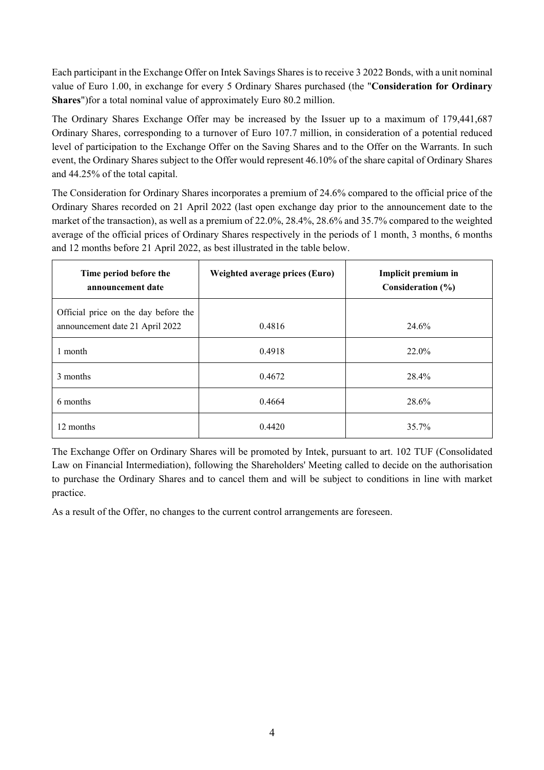Each participant in the Exchange Offer on Intek Savings Shares is to receive 3 2022 Bonds, with a unit nominal value of Euro 1.00, in exchange for every 5 Ordinary Shares purchased (the "**Consideration for Ordinary Shares**")for a total nominal value of approximately Euro 80.2 million.

The Ordinary Shares Exchange Offer may be increased by the Issuer up to a maximum of 179,441,687 Ordinary Shares, corresponding to a turnover of Euro 107.7 million, in consideration of a potential reduced level of participation to the Exchange Offer on the Saving Shares and to the Offer on the Warrants. In such event, the Ordinary Shares subject to the Offer would represent 46.10% of the share capital of Ordinary Shares and 44.25% of the total capital.

The Consideration for Ordinary Shares incorporates a premium of 24.6% compared to the official price of the Ordinary Shares recorded on 21 April 2022 (last open exchange day prior to the announcement date to the market of the transaction), as well as a premium of 22.0%, 28.4%, 28.6% and 35.7% compared to the weighted average of the official prices of Ordinary Shares respectively in the periods of 1 month, 3 months, 6 months and 12 months before 21 April 2022, as best illustrated in the table below.

| Time period before the announcement date | Weighted average prices (Euro) | Implicit premium in Consideration (%) |
|---|---|---|
| Official price on the day before the announcement date 21 April 2022 | 0.4816 | 24.6% |
| 1 month | 0.4918 | 22.0% |
| 3 months | 0.4672 | 28.4% |
| 6 months | 0.4664 | 28.6% |
| 12 months | 0.4420 | 35.7% |

The Exchange Offer on Ordinary Shares will be promoted by Intek, pursuant to art. 102 TUF (Consolidated Law on Financial Intermediation), following the Shareholders' Meeting called to decide on the authorisation to purchase the Ordinary Shares and to cancel them and will be subject to conditions in line with market practice.

As a result of the Offer, no changes to the current control arrangements are foreseen.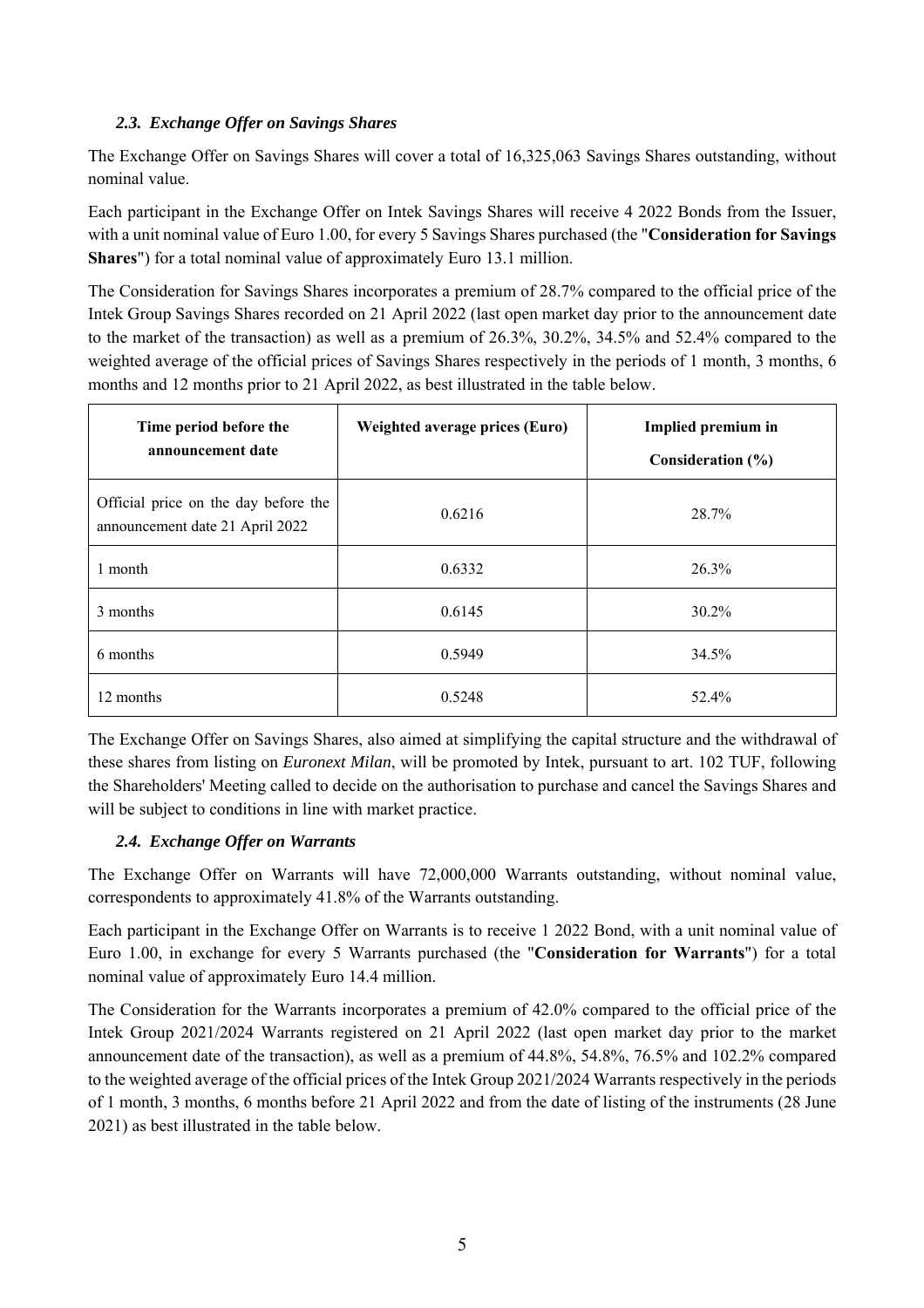### *2.3. Exchange Offer on Savings Shares*

The Exchange Offer on Savings Shares will cover a total of 16,325,063 Savings Shares outstanding, without nominal value.

Each participant in the Exchange Offer on Intek Savings Shares will receive 4 2022 Bonds from the Issuer, with a unit nominal value of Euro 1.00, for every 5 Savings Shares purchased (the "**Consideration for Savings Shares**") for a total nominal value of approximately Euro 13.1 million.

The Consideration for Savings Shares incorporates a premium of 28.7% compared to the official price of the Intek Group Savings Shares recorded on 21 April 2022 (last open market day prior to the announcement date to the market of the transaction) as well as a premium of 26.3%, 30.2%, 34.5% and 52.4% compared to the weighted average of the official prices of Savings Shares respectively in the periods of 1 month, 3 months, 6 months and 12 months prior to 21 April 2022, as best illustrated in the table below.

| Time period before the announcement date | Weighted average prices (Euro) | Implied premium in Consideration (%) |
|---|---|---|
| Official price on the day before the announcement date 21 April 2022 | 0.6216 | 28.7% |
| 1 month | 0.6332 | 26.3% |
| 3 months | 0.6145 | 30.2% |
| 6 months | 0.5949 | 34.5% |
| 12 months | 0.5248 | 52.4% |

The Exchange Offer on Savings Shares, also aimed at simplifying the capital structure and the withdrawal of these shares from listing on *Euronext Milan*, will be promoted by Intek, pursuant to art. 102 TUF, following the Shareholders' Meeting called to decide on the authorisation to purchase and cancel the Savings Shares and will be subject to conditions in line with market practice.

### *2.4. Exchange Offer on Warrants*

The Exchange Offer on Warrants will have 72,000,000 Warrants outstanding, without nominal value, correspondents to approximately 41.8% of the Warrants outstanding.

Each participant in the Exchange Offer on Warrants is to receive 1 2022 Bond, with a unit nominal value of Euro 1.00, in exchange for every 5 Warrants purchased (the "**Consideration for Warrants**") for a total nominal value of approximately Euro 14.4 million.

The Consideration for the Warrants incorporates a premium of 42.0% compared to the official price of the Intek Group 2021/2024 Warrants registered on 21 April 2022 (last open market day prior to the market announcement date of the transaction), as well as a premium of 44.8%, 54.8%, 76.5% and 102.2% compared to the weighted average of the official prices of the Intek Group 2021/2024 Warrants respectively in the periods of 1 month, 3 months, 6 months before 21 April 2022 and from the date of listing of the instruments (28 June 2021) as best illustrated in the table below.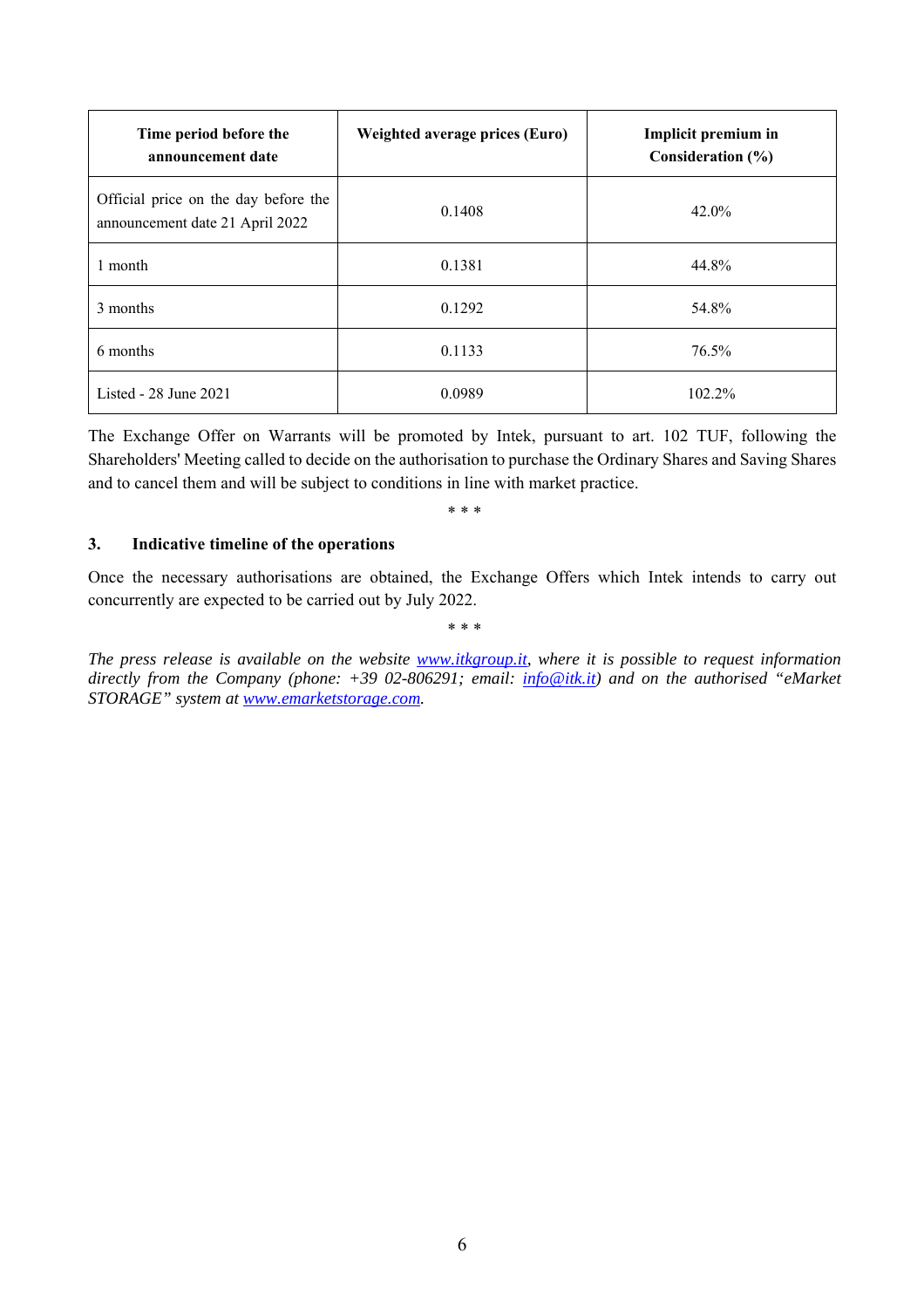| Time period before the announcement date | Weighted average prices (Euro) | Implicit premium in Consideration (%) |
| --- | --- | --- |
| Official price on the day before the announcement date 21 April 2022 | 0.1408 | 42.0% |
| 1 month | 0.1381 | 44.8% |
| 3 months | 0.1292 | 54.8% |
| 6 months | 0.1133 | 76.5% |
| Listed - 28 June 2021 | 0.0989 | 102.2% |

The Exchange Offer on Warrants will be promoted by Intek, pursuant to art. 102 TUF, following the Shareholders' Meeting called to decide on the authorisation to purchase the Ordinary Shares and Saving Shares and to cancel them and will be subject to conditions in line with market practice.

\* \* \*

## 3. Indicative timeline of the operations

Once the necessary authorisations are obtained, the Exchange Offers which Intek intends to carry out concurrently are expected to be carried out by July 2022.

\* \* \*

*The press release is available on the website www.itkgroup.it, where it is possible to request information directly from the Company (phone: +39 02-806291; email: info@itk.it) and on the authorised "eMarket STORAGE" system at www.emarketstorage.com.*